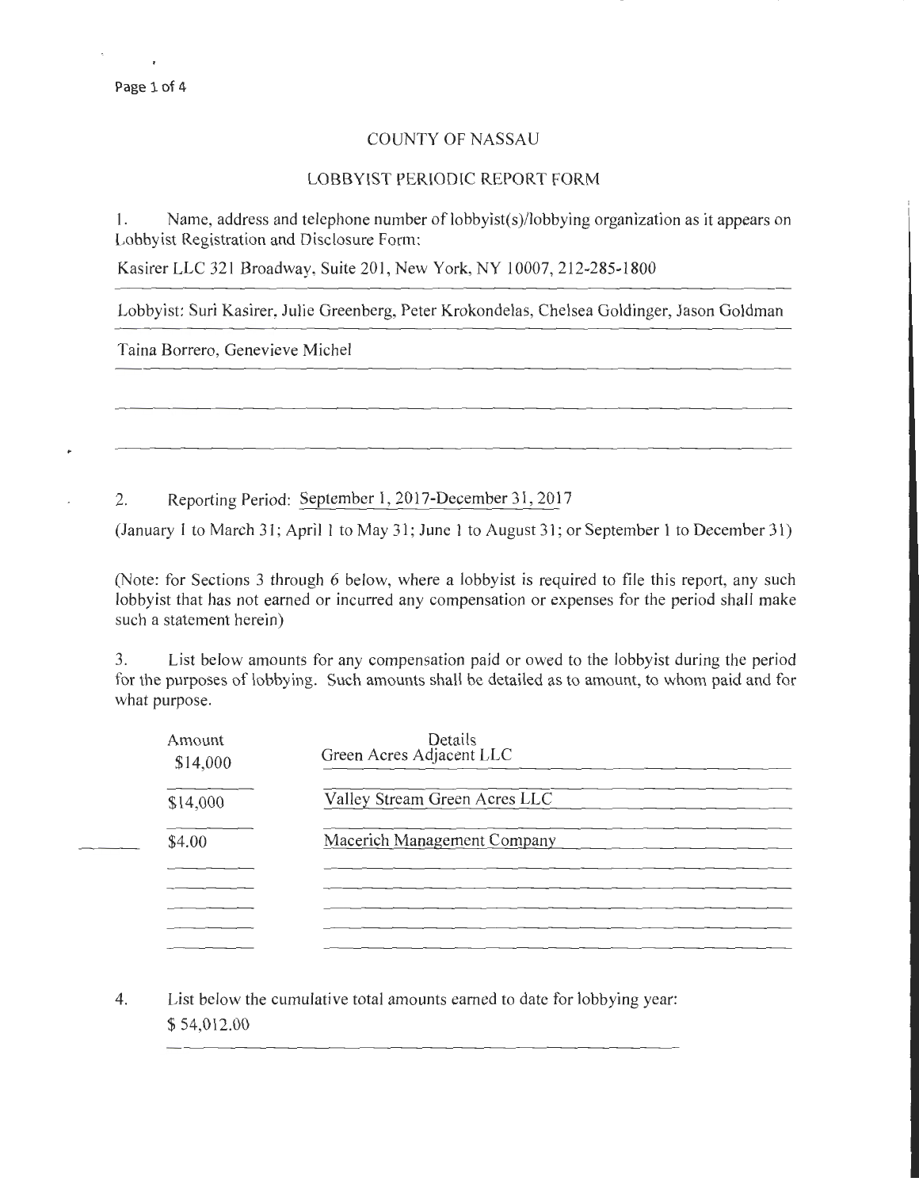# COUNTY OF NASSAU

## LOBBYIST PERIODIC REPORT FORM

1. Name, address and telephone number of lobbyist(s)/lobbying organization as it appears on Lobbyist Registration and Disclosure Form:

Kasirer LLC 321 Broadway, Suite 201, New York, NY 10007, 212-285-1800

Lobbyist: Suri Kasirer, Julie Greenberg, Peter Krokondelas, Chelsea Goldinger, Jason Goldman

Taina Borrero, Genevieve Michel

2. Reporting Period: September 1, 2017-December 31, 2017

(January 1 to March 31; April 1 to May 31; June 1 to August 31; or September 1 to December 31)

(Note: for Sections 3 through 6 below, where a lobbyist is required to file this report, any such lobbyist that has not earned or incurred any compensation or expenses for the period shall make such a statement herein)

3. List below amounts for any compensation paid or owed to the lobbyist during the period for the purposes of lobbying. Such amounts shall be detailed as to amount, to whom paid and for what purpose.

| Amount | Details |
|---|---|
| $14,000 | Green Acres Adjacent LLC |
| $14,000 | Valley Stream Green Acres LLC |
| $4.00 | Macerich Management Company |

4. List below the cumulative total amounts earned to date for lobbying year:

$ 54,012.00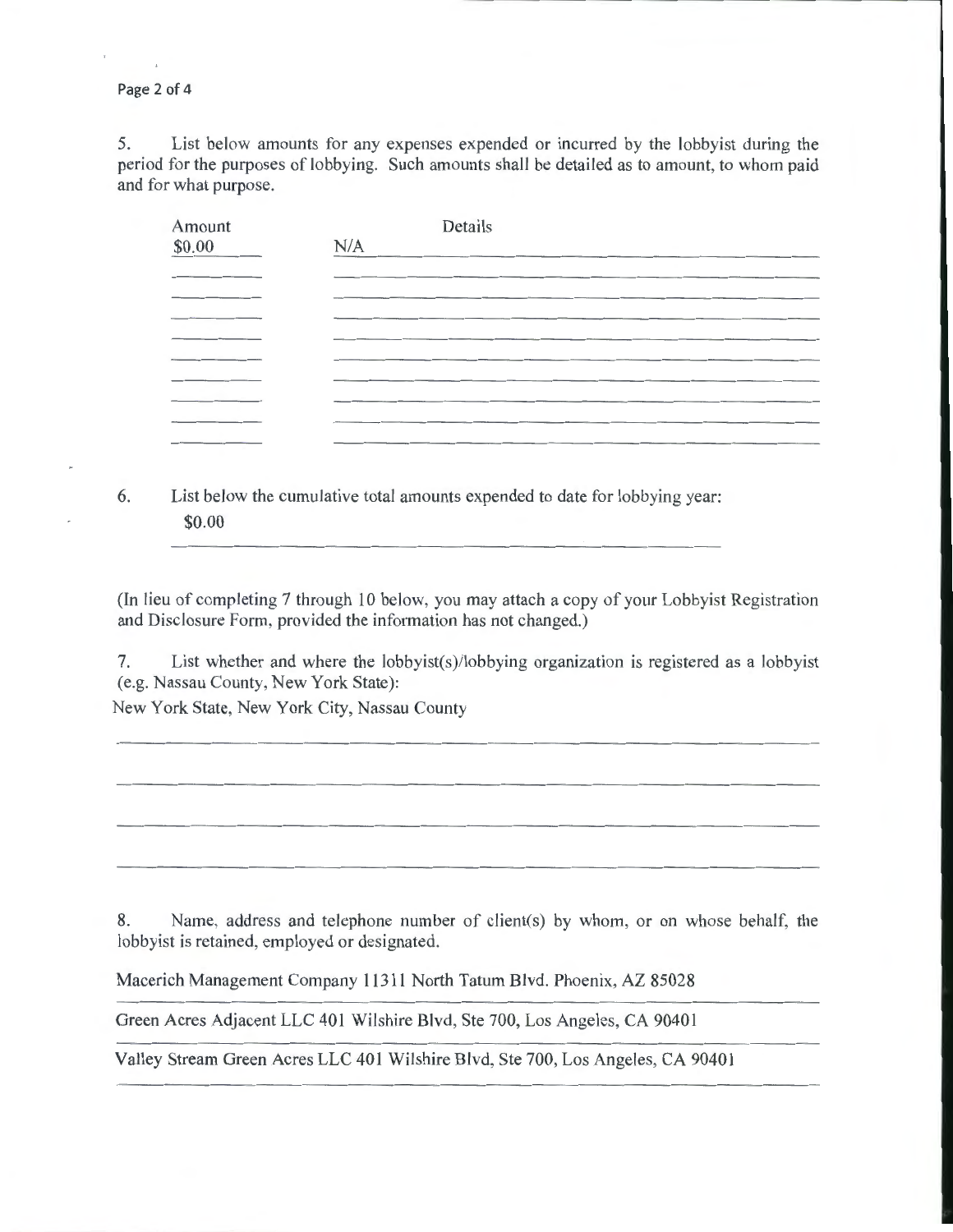5. List below amounts for any expenses expended or incurred by the lobbyist during the period for the purposes of lobbying. Such amounts shall be detailed as to amount, to whom paid and for what purpose.

| Amount | Details |
|---|---|
| $0.00 | N/A |

6. List below the cumulative total amounts expended to date for lobbying year:
$0.00

(In lieu of completing 7 through 10 below, you may attach a copy of your Lobbyist Registration and Disclosure Form, provided the information has not changed.)

7. List whether and where the lobbyist(s)/lobbying organization is registered as a lobbyist (e.g. Nassau County, New York State):

New York State, New York City, Nassau County

8. Name, address and telephone number of client(s) by whom, or on whose behalf, the lobbyist is retained, employed or designated.

Macerich Management Company 11311 North Tatum Blvd. Phoenix, AZ 85028

Green Acres Adjacent LLC 401 Wilshire Blvd, Ste 700, Los Angeles, CA 90401

Valley Stream Green Acres LLC 401 Wilshire Blvd, Ste 700, Los Angeles, CA 90401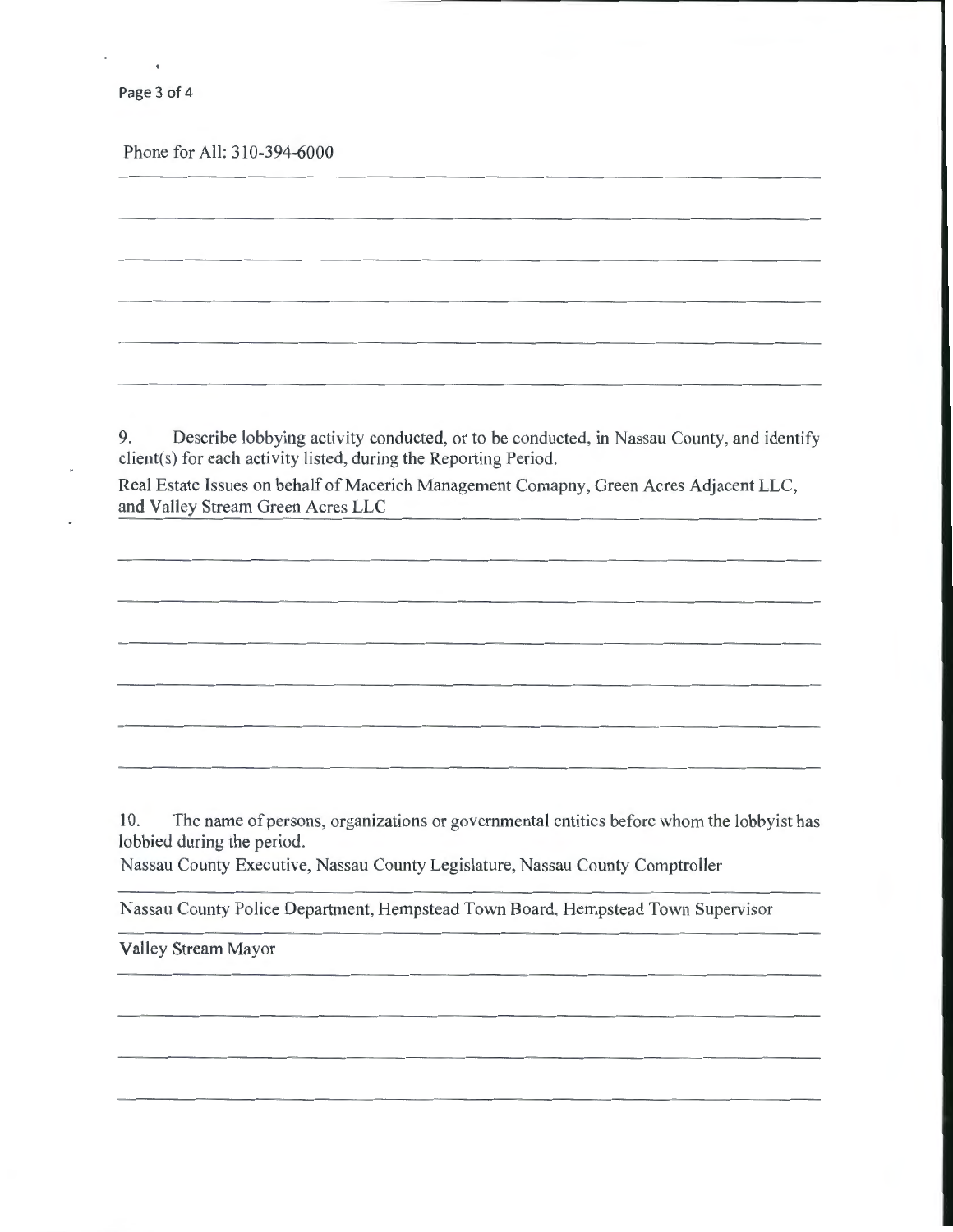Phone for All: 310-394-6000

9. Describe lobbying activity conducted, or to be conducted, in Nassau County, and identify client(s) for each activity listed, during the Reporting Period.

Real Estate Issues on behalf of Macerich Management Comapny, Green Acres Adjacent LLC, and Valley Stream Green Acres LLC

10. The name of persons, organizations or governmental entities before whom the lobbyist has lobbied during the period.

Nassau County Executive, Nassau County Legislature, Nassau County Comptroller

Nassau County Police Department, Hempstead Town Board, Hempstead Town Supervisor

Valley Stream Mayor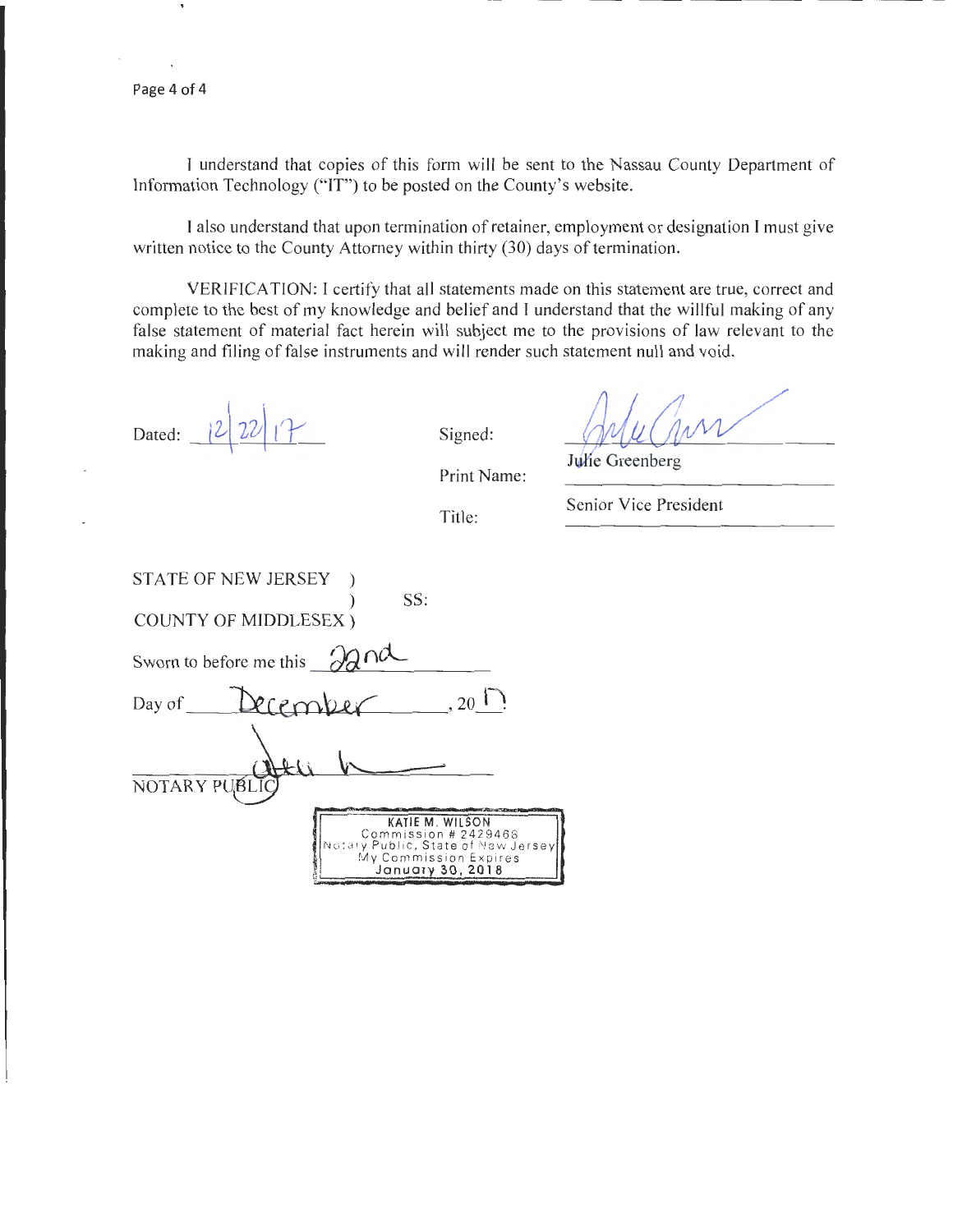I understand that copies of this form will be sent to the Nassau County Department of Information Technology ("IT") to be posted on the County's website.

I also understand that upon termination of retainer, employment or designation I must give written notice to the County Attorney within thirty (30) days of termination.

VERIFICATION: I certify that all statements made on this statement are true, correct and complete to the best of my knowledge and belief and I understand that the willful making of any false statement of material fact herein will subject me to the provisions of law relevant to the making and filing of false instruments and will render such statement null and void.

Dated: 12/22/17

Signed: [signature]

Print Name: Julie Greenberg

Title: Senior Vice President

STATE OF NEW JERSEY )
) SS:
COUNTY OF MIDDLESEX )

Sworn to before me this 22nd

Day of December, 2017

[signature]
NOTARY PUBLIC

KATIE M. WILSON
Commission # 2429468
Notary Public, State of New Jersey
My Commission Expires
January 30, 2018